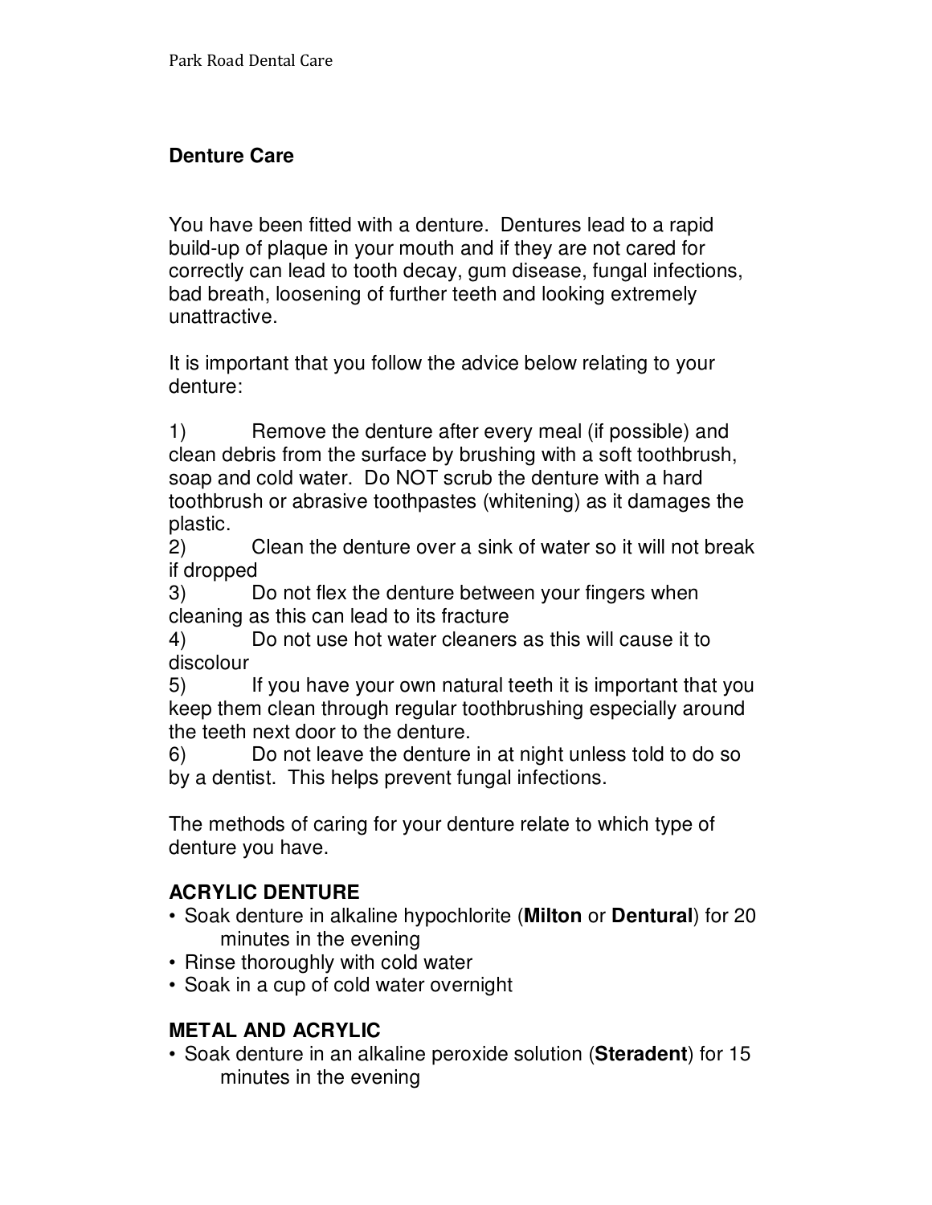## Denture Care

You have been fitted with a denture. Dentures lead to a rapid build-up of plaque in your mouth and if they are not cared for correctly can lead to tooth decay, gum disease, fungal infections, bad breath, loosening of further teeth and looking extremely unattractive.

It is important that you follow the advice below relating to your denture:

1) Remove the denture after every meal (if possible) and clean debris from the surface by brushing with a soft toothbrush, soap and cold water. Do NOT scrub the denture with a hard toothbrush or abrasive toothpastes (whitening) as it damages the plastic.
2) Clean the denture over a sink of water so it will not break if dropped
3) Do not flex the denture between your fingers when cleaning as this can lead to its fracture
4) Do not use hot water cleaners as this will cause it to discolour
5) If you have your own natural teeth it is important that you keep them clean through regular toothbrushing especially around the teeth next door to the denture.
6) Do not leave the denture in at night unless told to do so by a dentist. This helps prevent fungal infections.

The methods of caring for your denture relate to which type of denture you have.

### ACRYLIC DENTURE

- Soak denture in alkaline hypochlorite (**Milton** or **Dentural**) for 20 minutes in the evening
- Rinse thoroughly with cold water
- Soak in a cup of cold water overnight

### METAL AND ACRYLIC

- Soak denture in an alkaline peroxide solution (**Steradent**) for 15 minutes in the evening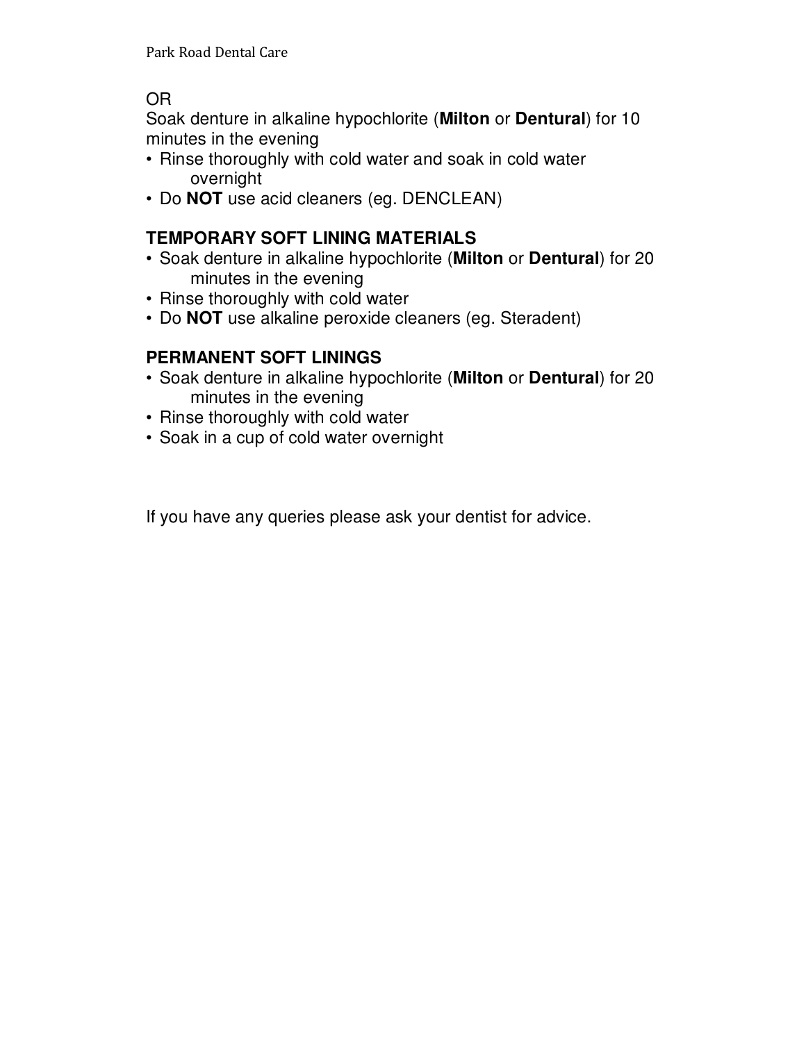OR
Soak denture in alkaline hypochlorite (**Milton** or **Dentural**) for 10 minutes in the evening

- Rinse thoroughly with cold water and soak in cold water overnight
- Do **NOT** use acid cleaners (eg. DENCLEAN)

**TEMPORARY SOFT LINING MATERIALS**

- Soak denture in alkaline hypochlorite (**Milton** or **Dentural**) for 20 minutes in the evening
- Rinse thoroughly with cold water
- Do **NOT** use alkaline peroxide cleaners (eg. Steradent)

**PERMANENT SOFT LININGS**

- Soak denture in alkaline hypochlorite (**Milton** or **Dentural**) for 20 minutes in the evening
- Rinse thoroughly with cold water
- Soak in a cup of cold water overnight

If you have any queries please ask your dentist for advice.